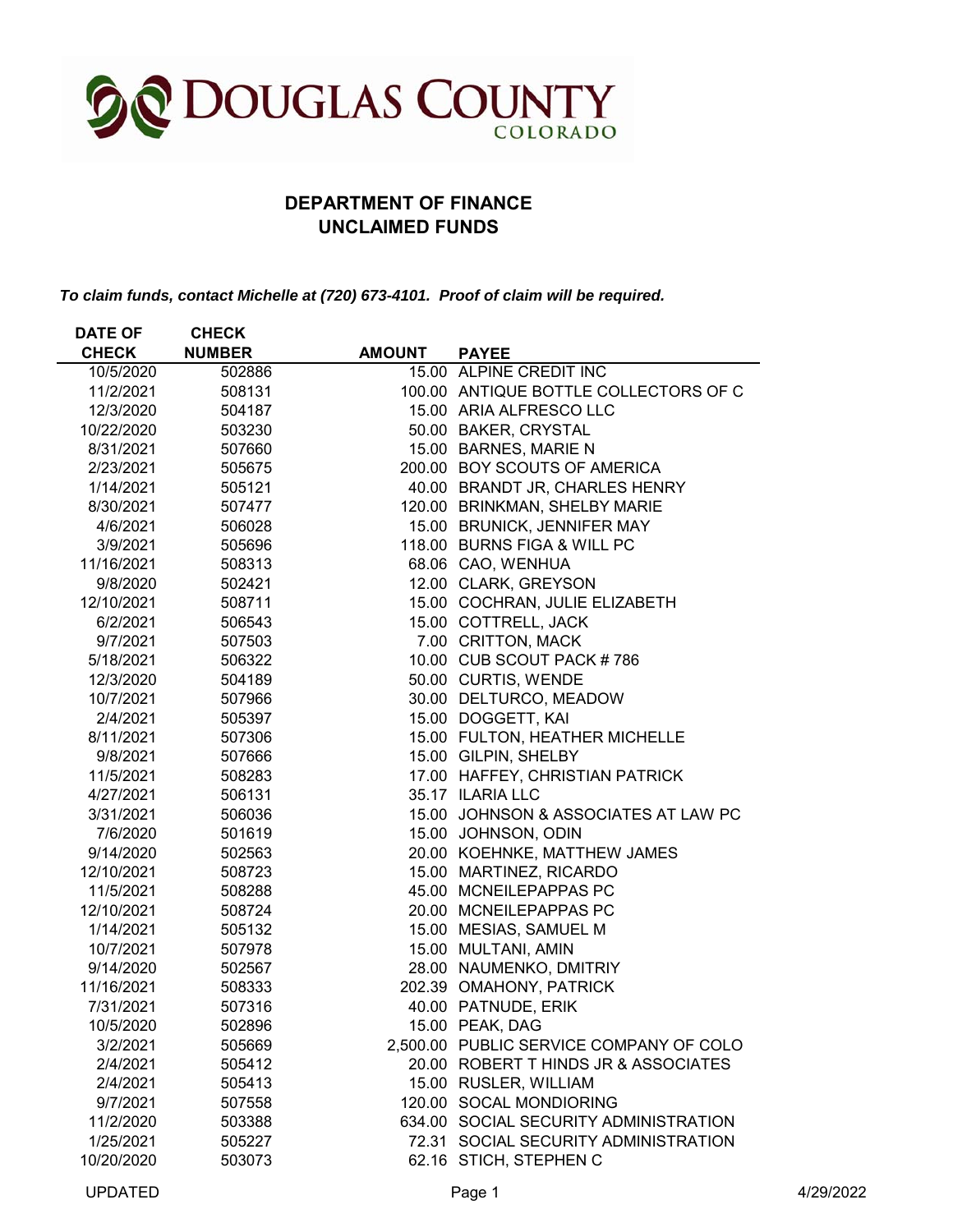# DOUGLAS COUNTY COLORADO

## DEPARTMENT OF FINANCE
## UNCLAIMED FUNDS

***To claim funds, contact Michelle at (720) 673-4101. Proof of claim will be required.***

| DATE OF CHECK | CHECK NUMBER | AMOUNT | PAYEE |
|---|---|---|---|
| 10/5/2020 | 502886 | 15.00 | ALPINE CREDIT INC |
| 11/2/2021 | 508131 | 100.00 | ANTIQUE BOTTLE COLLECTORS OF C |
| 12/3/2020 | 504187 | 15.00 | ARIA ALFRESCO LLC |
| 10/22/2020 | 503230 | 50.00 | BAKER, CRYSTAL |
| 8/31/2021 | 507660 | 15.00 | BARNES, MARIE N |
| 2/23/2021 | 505675 | 200.00 | BOY SCOUTS OF AMERICA |
| 1/14/2021 | 505121 | 40.00 | BRANDT JR, CHARLES HENRY |
| 8/30/2021 | 507477 | 120.00 | BRINKMAN, SHELBY MARIE |
| 4/6/2021 | 506028 | 15.00 | BRUNICK, JENNIFER MAY |
| 3/9/2021 | 505696 | 118.00 | BURNS FIGA & WILL PC |
| 11/16/2021 | 508313 | 68.06 | CAO, WENHUA |
| 9/8/2020 | 502421 | 12.00 | CLARK, GREYSON |
| 12/10/2021 | 508711 | 15.00 | COCHRAN, JULIE ELIZABETH |
| 6/2/2021 | 506543 | 15.00 | COTTRELL, JACK |
| 9/7/2021 | 507503 | 7.00 | CRITTON, MACK |
| 5/18/2021 | 506322 | 10.00 | CUB SCOUT PACK # 786 |
| 12/3/2020 | 504189 | 50.00 | CURTIS, WENDE |
| 10/7/2021 | 507966 | 30.00 | DELTURCO, MEADOW |
| 2/4/2021 | 505397 | 15.00 | DOGGETT, KAI |
| 8/11/2021 | 507306 | 15.00 | FULTON, HEATHER MICHELLE |
| 9/8/2021 | 507666 | 15.00 | GILPIN, SHELBY |
| 11/5/2021 | 508283 | 17.00 | HAFFEY, CHRISTIAN PATRICK |
| 4/27/2021 | 506131 | 35.17 | ILARIA LLC |
| 3/31/2021 | 506036 | 15.00 | JOHNSON & ASSOCIATES AT LAW PC |
| 7/6/2020 | 501619 | 15.00 | JOHNSON, ODIN |
| 9/14/2020 | 502563 | 20.00 | KOEHNKE, MATTHEW JAMES |
| 12/10/2021 | 508723 | 15.00 | MARTINEZ, RICARDO |
| 11/5/2021 | 508288 | 45.00 | MCNEILEPAPPAS PC |
| 12/10/2021 | 508724 | 20.00 | MCNEILEPAPPAS PC |
| 1/14/2021 | 505132 | 15.00 | MESIAS, SAMUEL M |
| 10/7/2021 | 507978 | 15.00 | MULTANI, AMIN |
| 9/14/2020 | 502567 | 28.00 | NAUMENKO, DMITRIY |
| 11/16/2021 | 508333 | 202.39 | OMAHONY, PATRICK |
| 7/31/2021 | 507316 | 40.00 | PATNUDE, ERIK |
| 10/5/2020 | 502896 | 15.00 | PEAK, DAG |
| 3/2/2021 | 505669 | 2,500.00 | PUBLIC SERVICE COMPANY OF COLO |
| 2/4/2021 | 505412 | 20.00 | ROBERT T HINDS JR & ASSOCIATES |
| 2/4/2021 | 505413 | 15.00 | RUSLER, WILLIAM |
| 9/7/2021 | 507558 | 120.00 | SOCAL MONDIORING |
| 11/2/2020 | 503388 | 634.00 | SOCIAL SECURITY ADMINISTRATION |
| 1/25/2021 | 505227 | 72.31 | SOCIAL SECURITY ADMINISTRATION |
| 10/20/2020 | 503073 | 62.16 | STICH, STEPHEN C |

UPDATED 4/29/2022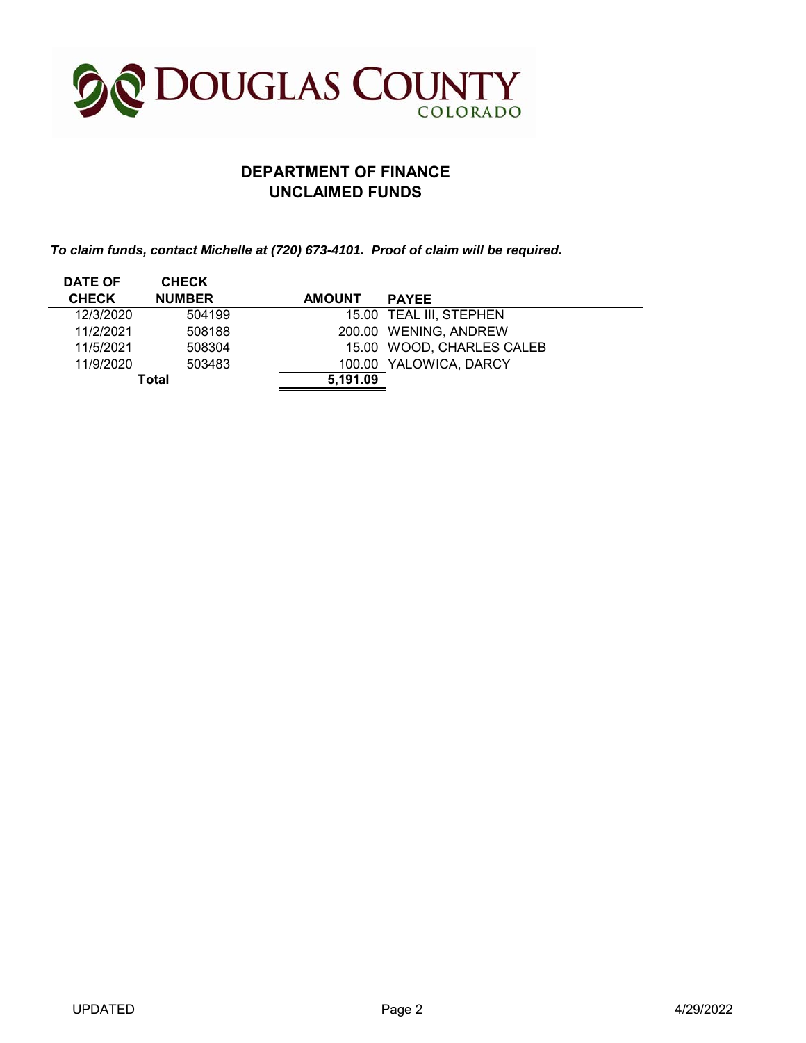DOUGLAS COUNTY COLORADO

## DEPARTMENT OF FINANCE
## UNCLAIMED FUNDS

***To claim funds, contact Michelle at (720) 673-4101. Proof of claim will be required.***

| DATE OF CHECK | CHECK NUMBER | AMOUNT | PAYEE |
|---|---|---|---|
| 12/3/2020 | 504199 | 15.00 | TEAL III, STEPHEN |
| 11/2/2021 | 508188 | 200.00 | WENING, ANDREW |
| 11/5/2021 | 508304 | 15.00 | WOOD, CHARLES CALEB |
| 11/9/2020 | 503483 | 100.00 | YALOWICA, DARCY |
| **Total** | | **5,191.09** | |

UPDATED 4/29/2022